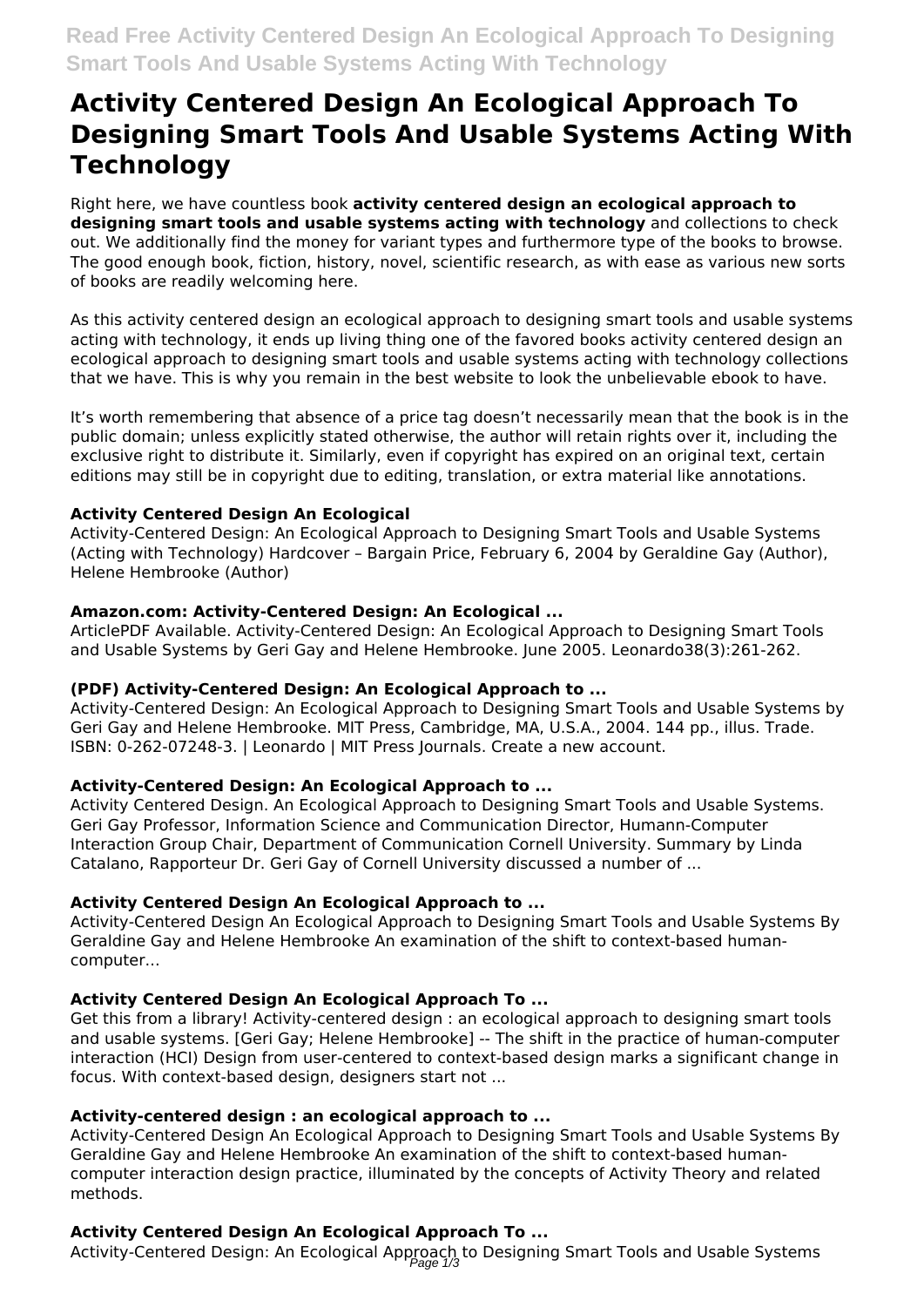# Activity Centered Design An Ecological Approach To Designing Smart Tools And Usable Systems Acting With Technology

Right here, we have countless book **activity centered design an ecological approach to designing smart tools and usable systems acting with technology** and collections to check out. We additionally find the money for variant types and furthermore type of the books to browse. The good enough book, fiction, history, novel, scientific research, as with ease as various new sorts of books are readily welcoming here.

As this activity centered design an ecological approach to designing smart tools and usable systems acting with technology, it ends up living thing one of the favored books activity centered design an ecological approach to designing smart tools and usable systems acting with technology collections that we have. This is why you remain in the best website to look the unbelievable ebook to have.

It's worth remembering that absence of a price tag doesn't necessarily mean that the book is in the public domain; unless explicitly stated otherwise, the author will retain rights over it, including the exclusive right to distribute it. Similarly, even if copyright has expired on an original text, certain editions may still be in copyright due to editing, translation, or extra material like annotations.

### Activity Centered Design An Ecological

Activity-Centered Design: An Ecological Approach to Designing Smart Tools and Usable Systems (Acting with Technology) Hardcover – Bargain Price, February 6, 2004 by Geraldine Gay (Author), Helene Hembrooke (Author)

### Amazon.com: Activity-Centered Design: An Ecological ...

ArticlePDF Available. Activity-Centered Design: An Ecological Approach to Designing Smart Tools and Usable Systems by Geri Gay and Helene Hembrooke. June 2005. Leonardo38(3):261-262.

### (PDF) Activity-Centered Design: An Ecological Approach to ...

Activity-Centered Design: An Ecological Approach to Designing Smart Tools and Usable Systems by Geri Gay and Helene Hembrooke. MIT Press, Cambridge, MA, U.S.A., 2004. 144 pp., illus. Trade. ISBN: 0-262-07248-3. | Leonardo | MIT Press Journals. Create a new account.

### Activity-Centered Design: An Ecological Approach to ...

Activity Centered Design. An Ecological Approach to Designing Smart Tools and Usable Systems. Geri Gay Professor, Information Science and Communication Director, Humann-Computer Interaction Group Chair, Department of Communication Cornell University. Summary by Linda Catalano, Rapporteur Dr. Geri Gay of Cornell University discussed a number of ...

### Activity Centered Design An Ecological Approach to ...

Activity-Centered Design An Ecological Approach to Designing Smart Tools and Usable Systems By Geraldine Gay and Helene Hembrooke An examination of the shift to context-based human-computer...

### Activity Centered Design An Ecological Approach To ...

Get this from a library! Activity-centered design : an ecological approach to designing smart tools and usable systems. [Geri Gay; Helene Hembrooke] -- The shift in the practice of human-computer interaction (HCI) Design from user-centered to context-based design marks a significant change in focus. With context-based design, designers start not ...

### Activity-centered design : an ecological approach to ...

Activity-Centered Design An Ecological Approach to Designing Smart Tools and Usable Systems By Geraldine Gay and Helene Hembrooke An examination of the shift to context-based human-computer interaction design practice, illuminated by the concepts of Activity Theory and related methods.

### Activity Centered Design An Ecological Approach To ...

Activity-Centered Design: An Ecological Approach to Designing Smart Tools and Usable Systems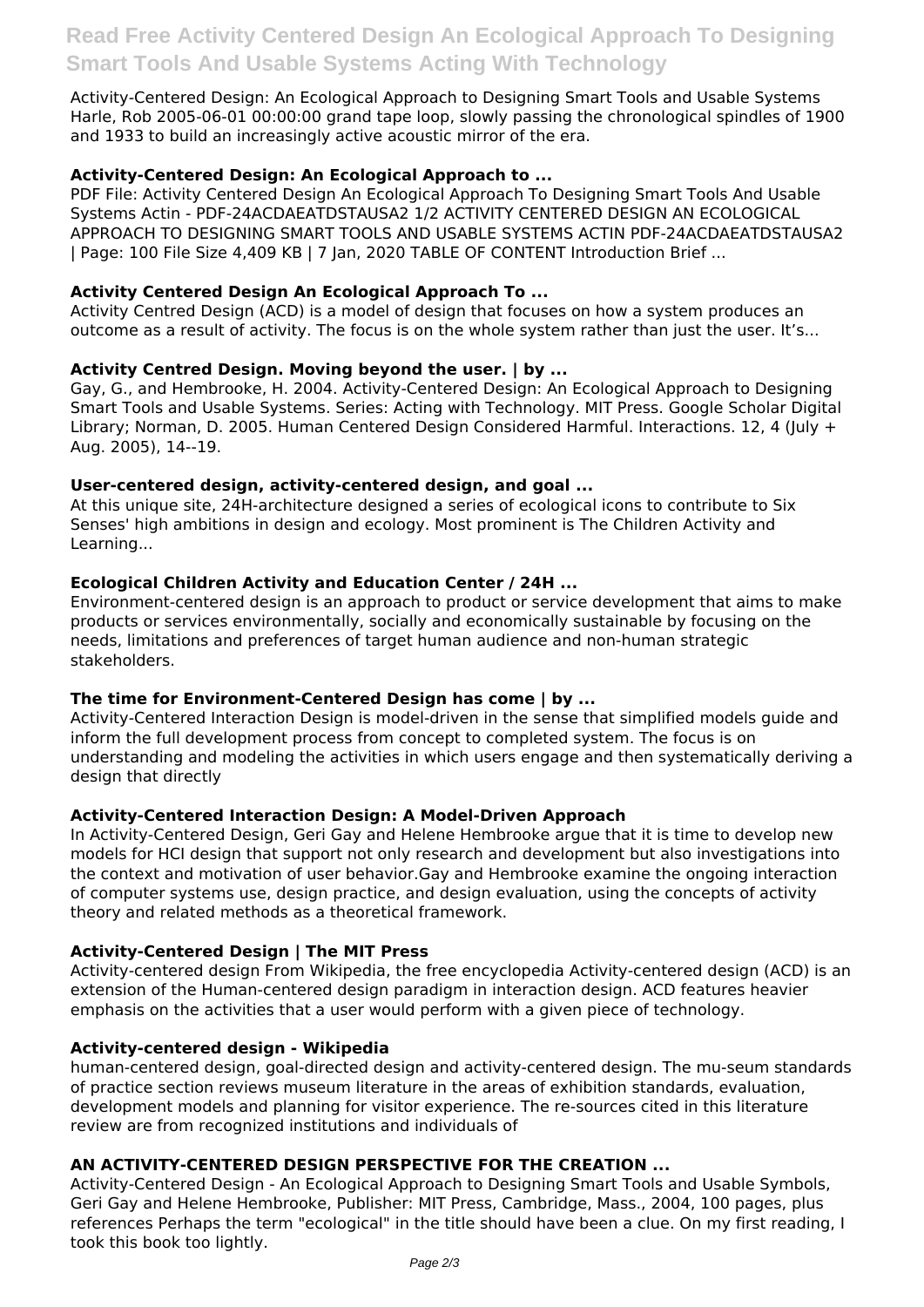Activity-Centered Design: An Ecological Approach to Designing Smart Tools and Usable Systems Harle, Rob 2005-06-01 00:00:00 grand tape loop, slowly passing the chronological spindles of 1900 and 1933 to build an increasingly active acoustic mirror of the era.

### Activity-Centered Design: An Ecological Approach to ...

PDF File: Activity Centered Design An Ecological Approach To Designing Smart Tools And Usable Systems Actin - PDF-24ACDAEATDSTAUSA2 1/2 ACTIVITY CENTERED DESIGN AN ECOLOGICAL APPROACH TO DESIGNING SMART TOOLS AND USABLE SYSTEMS ACTIN PDF-24ACDAEATDSTAUSA2 | Page: 100 File Size 4,409 KB | 7 Jan, 2020 TABLE OF CONTENT Introduction Brief ...

### Activity Centered Design An Ecological Approach To ...

Activity Centred Design (ACD) is a model of design that focuses on how a system produces an outcome as a result of activity. The focus is on the whole system rather than just the user. It's...

### Activity Centred Design. Moving beyond the user. | by ...

Gay, G., and Hembrooke, H. 2004. Activity-Centered Design: An Ecological Approach to Designing Smart Tools and Usable Systems. Series: Acting with Technology. MIT Press. Google Scholar Digital Library; Norman, D. 2005. Human Centered Design Considered Harmful. Interactions. 12, 4 (July + Aug. 2005), 14--19.

### User-centered design, activity-centered design, and goal ...

At this unique site, 24H-architecture designed a series of ecological icons to contribute to Six Senses' high ambitions in design and ecology. Most prominent is The Children Activity and Learning...

### Ecological Children Activity and Education Center / 24H ...

Environment-centered design is an approach to product or service development that aims to make products or services environmentally, socially and economically sustainable by focusing on the needs, limitations and preferences of target human audience and non-human strategic stakeholders.

### The time for Environment-Centered Design has come | by ...

Activity-Centered Interaction Design is model-driven in the sense that simplified models guide and inform the full development process from concept to completed system. The focus is on understanding and modeling the activities in which users engage and then systematically deriving a design that directly

### Activity-Centered Interaction Design: A Model-Driven Approach

In Activity-Centered Design, Geri Gay and Helene Hembrooke argue that it is time to develop new models for HCI design that support not only research and development but also investigations into the context and motivation of user behavior.Gay and Hembrooke examine the ongoing interaction of computer systems use, design practice, and design evaluation, using the concepts of activity theory and related methods as a theoretical framework.

### Activity-Centered Design | The MIT Press

Activity-centered design From Wikipedia, the free encyclopedia Activity-centered design (ACD) is an extension of the Human-centered design paradigm in interaction design. ACD features heavier emphasis on the activities that a user would perform with a given piece of technology.

### Activity-centered design - Wikipedia

human-centered design, goal-directed design and activity-centered design. The mu-seum standards of practice section reviews museum literature in the areas of exhibition standards, evaluation, development models and planning for visitor experience. The re-sources cited in this literature review are from recognized institutions and individuals of

### AN ACTIVITY-CENTERED DESIGN PERSPECTIVE FOR THE CREATION ...

Activity-Centered Design - An Ecological Approach to Designing Smart Tools and Usable Symbols, Geri Gay and Helene Hembrooke, Publisher: MIT Press, Cambridge, Mass., 2004, 100 pages, plus references Perhaps the term "ecological" in the title should have been a clue. On my first reading, I took this book too lightly.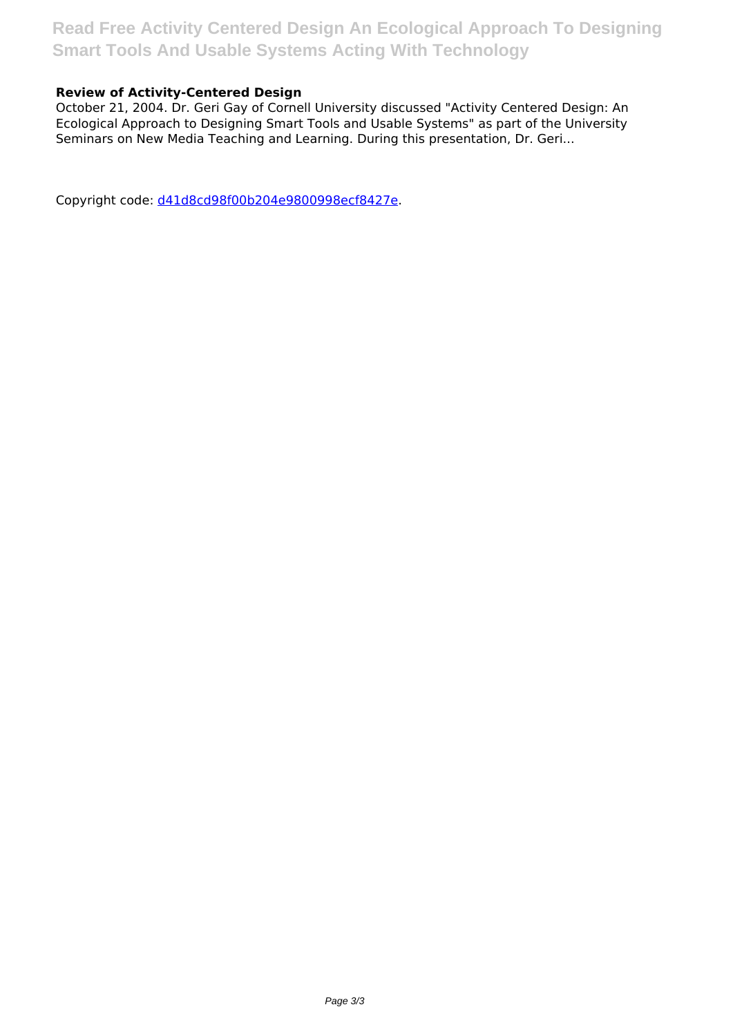### Review of Activity-Centered Design

October 21, 2004. Dr. Geri Gay of Cornell University discussed "Activity Centered Design: An Ecological Approach to Designing Smart Tools and Usable Systems" as part of the University Seminars on New Media Teaching and Learning. During this presentation, Dr. Geri...

Copyright code: d41d8cd98f00b204e9800998ecf8427e.